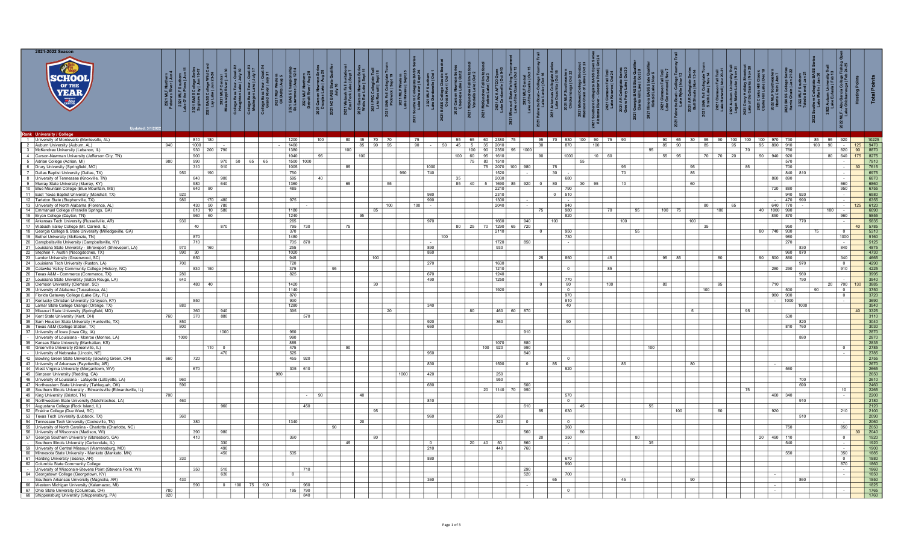# 2021-2022 Season

## School of the Year

Updated: 3/1/2022

| Rank | University / College | Total Points |
|---|---|---|
| 1 | University of Montevallo (Montevallo, AL) | 10225 |
| 2 | Auburn University (Auburn, AL) | 9470 |
| 3 | McKendree University (Lebanon, IL) | 8870 |
| 4 | Carson-Newman University (Jefferson City, TN) | 8275 |
| 5 | Adrian College (Adrian, MI) | 7910 |
| 6 | Drury University (Springfield, MO) | 7615 |
| 7 | Dallas Baptist University (Dallas, TX) | 6975 |
| 8 | University of Tennessee (Knoxville, TN) | 6870 |
| 9 | Murray State University (Murray, KY) | 6860 |
| 10 | Blue Mountain College (Blue Mountain, MS) | 6755 |
| 11 | East Texas Baptist University (Marshall, TX) | 6580 |
| 12 | Tarleton State (Stephenville, TX) | 6355 |
| 13 | University of North Alabama (Florence, AL) | 6120 |
| 14 | Emmanuel College (Franklin Springs, GA) | 6090 |
| 15 | Bryan College (Dayton, TN) | 5855 |
| 16 | Arkansas Tech University (Russellville, AR) | 5835 |
| 17 | Wabash Valley College (Mt. Carmel, IL) | 5785 |
| 18 | Georgia College & State University (Milledgeville, GA) | 5310 |
| 19 | Bethel University (McKenzie, TN) | 5160 |
| 20 | Campbellsville University (Campbellsville, KY) | 5125 |
| 21 | Louisiana State University - Shreveport (Shreveport, LA) | 4875 |
| 22 | Stephen F. Austin (Nacogdoches, TX) | 4730 |
| 23 | Lander University (Greenwood, SC) | 4665 |
| 24 | Louisiana Tech University (Ruston, LA) | 4290 |
| 25 | Catawba Valley Community College (Hickory, NC) | 4225 |
| 26 | Texas A&M - Commerce (Commerce, TX) | 3995 |
| 27 | Louisiana State University (Baton Rouge, LA) | 3940 |
| 28 | Clemson University (Clemson, SC) | 3885 |
| 29 | University of Alabama (Tuscaloosa, AL) | 3750 |
| 30 | Florida Gateway College (Lake City, FL) | 3720 |
| 31 | Kentucky Christian University (Grayson, KY) | 3690 |
| 32 | Lamar State College Orange (Orange, TX) | 3540 |
| 33 | Missouri State University (Springfield, MO) | 3325 |
| 34 | Kent State University (Kent, OH) | 3110 |
| 35 | Sam Houston State University (Huntsville, TX) | 3040 |
| 36 | Texas A&M (College Station, TX) | 3030 |
| 37 | University of Iowa (Iowa City, IA) | 2870 |
| - | University of Louisiana - Monroe (Monroe, LA) | 2870 |
| 39 | Kansas State University (Manhattan, KS) | 2835 |
| 40 | Greenville University (Greenville, IL) | 2785 |
| - | University of Nebraska (Lincoln, NE) | 2785 |
| 42 | Bowling Green State University (Bowling Green, OH) | 2755 |
| 43 | University of Arkansas (Fayetteville, AR) | 2670 |
| 44 | West Virginia University (Morgantown, WV) | 2665 |
| 45 | Simpson University (Redding, CA) | 2650 |
| 46 | University of Louisiana - Lafayette (Lafayette, LA) | 2610 |
| 47 | Northeastern State University (Tahlequah, OK) | 2460 |
| 48 | Southern Illinois University - Edwardsville (Edwardsville, IL) | 2265 |
| 49 | King University (Bristol, TN) | 2200 |
| 50 | Northwestern State University (Natchitoches, LA) | 2180 |
| 51 | Augustana College (Rock Island, IL) | 2120 |
| 52 | Erskine College (Due West, SC) | 2100 |
| 53 | Texas Tech University (Lubbock, TX) | 2090 |
| 54 | Tennessee Tech University (Cookeville, TN) | 2060 |
| 55 | University of North Carolina - Charlotte (Charlotte, NC) | 2050 |
| 56 | University of Wisconsin (Madison, WI) | 2040 |
| 57 | Georgia Southern University (Statesboro, GA) | 1920 |
| - | Southern Illinois University (Carbondale, IL) | 1920 |
| 59 | University of Central Missouri (Warrensburg, MO) | 1900 |
| 60 | Minnesota State University - Mankato (Mankato, MN) | 1885 |
| 61 | Harding University (Searcy, AR) | 1880 |
| 62 | Columbia State Community College | 1860 |
| - | University of Wisconsin-Stevens Point (Stevens Point, WI) | 1860 |
| 64 | Georgetown College (Georgetown, KY) | 1850 |
| - | Southern Arkansas University (Magnolia, AR) | 1850 |
| 66 | Western Michigan University (Kalamazoo, MI) | 1825 |
| 67 | Ohio State University (Columbus, OH) | 1765 |
| 68 | Shippensburg University (Shippensburg, PA) | 1760 |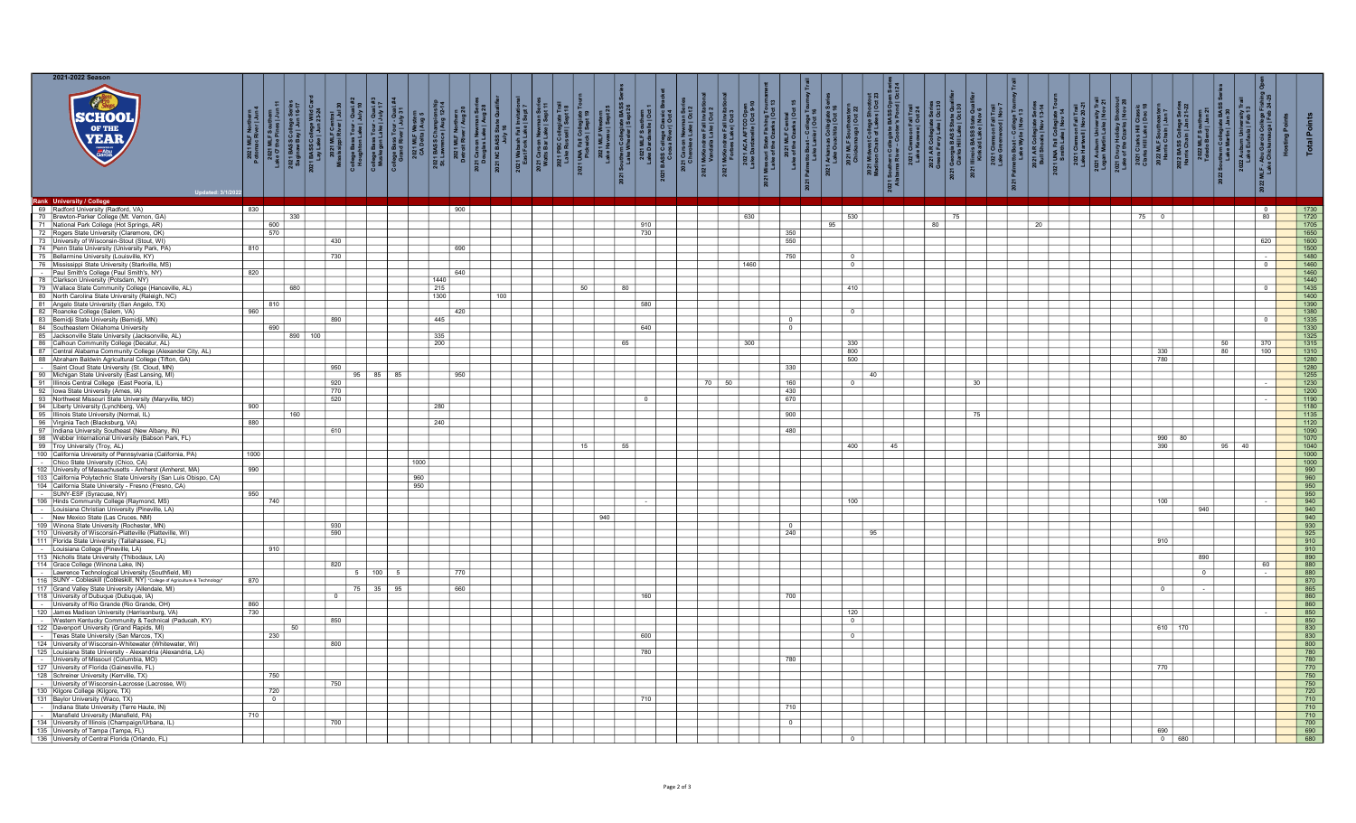**2021-2022 Season**

**SCHOOL OF THE YEAR**

Updated: 3/1/2022

| Rank | University / College | 2021 MLF Northern Potomac River \| Jun 4 | 2021 MLF Southern Lake of the Pines \| Jun 11 | 2021 BASS College Series Saginaw Bay \| Jun 16-17 | 2021 BASS College Wild Card Lay Lake \| Jun 23-24 | 2021 MLF Central Mississippi River \| Jul 30 | College Bass Tour - Qual #2 Houghton Lake \| July 10 | College Bass Tour - Qual #3 Muskegon Lake \| July 17 | College Bass Tour - Qual #4 Grand River \| July 31 | 2021 MLF Western CA Delta \| Aug 5 | 2021 BASS Championship St. Lawrence River \| Aug 12-14 | 2021 MLF Northern Detroit River \| Aug 20 | 2021 Carson Newman Series Douglas Lake \| Aug 28 | 2021 NC BASS State Qualifier | 2021 Wabash Fall Invitational East Fork Lake \| Sept 7 | 2021 Carson Newman Series Watts Bar Lake \| Sept 11 | 2021 FRC College Fall Trail Lake Russell \| Sept 11 | 2021 UNA Fall Collegiate Tourn Pickwick \| Sept 19 | 2021 MLF Western Lake Havasu \| Sept 25 | 2021 Southern Collegiate BASS Series Lake Wheeler \| Sept 26 | 2021 MLF Southern Lake Dardanelle \| Oct 1 | 2021 BASS College Classic Bracket Cross Creek \| Oct 4 | 2021 Carson Newman Series Cherokee Lake \| Oct 2 | 2021 McKendree Fall Invitational Vandalia Lake \| Oct 2 | 2021 McKendree Fall Invitational Forbes Lake \| Oct 3 | 2021 ACA AFTCO Open Lake Dardanelle \| Oct 9-10 | 2021 Missouri State Fishing Tournament Lake of the Ozarks \| Oct 13 | 2021 MLF Central Lake of the Ozarks \| Oct 15 | 2021 Palmetto Boat - College Tourney Trail Lake Lanier \| Oct 16 | 2021 Arkansas Collegiate Series Lake Ouachita \| Oct 16 | 2021 MLF Southeastern Chickamauga \| Oct 22 | 2021 Midwest College Shootout Madison Chain of Lakes \| Oct 23 | 2021 Southern Collegiate BASS Open Series Alabama River - Cooter's Pond \| Oct 24 | 2021 Clemson Fall Trail Lake Keowee \| Oct 24 | 2021 AR Collegiate Series Greers Ferry Lake \| Oct 30 | 2021 Georgia BASS State Qualifier Clarks Hill Lake \| Oct 30 | 2021 Illinois BASS State Qualifier Kinkaid Lake \| Nov 6 | 2021 Clemson Fall Trail Lake Greenwood \| Nov 7 | 2021 Palmetto Boat - College Tourney Trail Lake Wylie \| Nov 13 | 2021 AR Collegiate Series Bull Shoals \| Nov 13-14 | 2021 UNA Fall Collegiate Tourn Smith Lake \| Nov 14 | 2021 Clemson Fall Trail Lake Hartwell \| Nov 20-21 | 2021 Auburn University Trail Logan Martin Lake \| Nov 21 | 2021 Dixie Holiday Shootout Lake of the Ozarks \| Nov 28 | 2021 Clarks Hill Classic Clarks Hill Lake \| Dec 18 | 2022 MLF Southeastern Harris Chain \| Jan 7 | 2022 BASS College Series Harris Chain \| Jan 13-22 | 2022 MLF Southern Toledo Bend \| Jan 21 | 2022 Southern Collegiate BASS Series Lake Martin \| Jan 30 | 2022 Auburn University Trail Lake Eufaula \| Feb 13 | 2022 MLF - Abu Garcia College Fishing Open Lake Chickamauga \| Feb 24-25 | Hosting Points | Total Points |
|---|---|---|---|---|---|---|---|---|---|---|---|---|---|---|---|---|---|---|---|---|---|---|---|---|---|---|---|---|---|---|---|---|---|---|---|---|---|---|---|---|---|---|---|---|---|---|---|---|---|---|---|---|---|
| 69 | Radford University (Radford, VA) | 830 |  |  |  |  |  |  |  |  |  | 900 |  |  |  |  |  |  |  |  |  |  |  |  |  |  |  |  |  |  |  |  |  |  |  |  |  |  |  |  |  |  |  |  |  |  |  |  |  |  | 0 |  | 1730 |
| 70 | Brewton-Parker College (Mt. Vernon, GA) |  |  | 330 |  |  |  |  |  |  |  |  |  |  |  |  |  |  |  |  |  |  |  |  |  | 630 |  |  |  |  | 530 |  |  |  |  |  |  | 75 |  |  |  |  |  |  |  | 75 | 0 |  |  |  | 80 |  | 1720 |
| 71 | National Park College (Hot Springs, AR) |  | 600 |  |  |  |  |  |  |  |  |  |  |  |  |  |  |  |  |  | 910 |  |  |  |  |  |  |  |  | 95 |  |  |  |  | 80 |  |  |  |  | 20 |  |  |  |  |  |  |  |  |  |  |  |  | 1705 |
| 72 | Rogers State University (Claremore, OK) |  | 570 |  |  |  |  |  |  |  |  |  |  |  |  |  |  |  |  |  | 730 |  |  |  |  |  |  | 350 |  |  |  |  |  |  |  |  |  |  |  |  |  |  |  |  |  |  |  |  |  |  |  |  | 1650 |
| 73 | University of Wisconsin-Stout (Stout, WI) |  |  |  |  | 430 |  |  |  |  |  |  |  |  |  |  |  |  |  |  |  |  |  |  |  |  |  | 550 |  |  |  |  |  |  |  |  |  |  |  |  |  |  |  |  |  |  |  |  |  |  | 620 |  | 1600 |
| 74 | Penn State University (University Park, PA) | 810 |  |  |  |  |  |  |  |  |  | 690 |  |  |  |  |  |  |  |  |  |  |  |  |  |  |  |  |  |  |  |  |  |  |  |  |  |  |  |  |  |  |  |  |  |  |  |  |  |  |  |  | 1500 |
| 75 | Bellarmine University (Louisville, KY) |  |  |  |  | 730 |  |  |  |  |  |  |  |  |  |  |  |  |  |  |  |  |  |  |  |  |  | 750 |  |  | 0 |  |  |  |  |  |  |  |  |  |  |  |  |  |  |  |  |  |  |  | - |  | 1480 |
| 76 | Mississippi State University (Starkville, MS) |  |  |  |  |  |  |  |  |  |  |  |  |  |  |  |  |  |  |  |  |  |  |  |  | 1460 |  |  |  |  | 0 |  |  |  |  |  |  |  |  |  |  |  |  |  |  |  |  |  |  |  | 0 |  | 1460 |
| - | Paul Smith's College (Paul Smith's, NY) | 820 |  |  |  |  |  |  |  |  |  | 640 |  |  |  |  |  |  |  |  |  |  |  |  |  |  |  |  |  |  |  |  |  |  |  |  |  |  |  |  |  |  |  |  |  |  |  |  |  |  |  |  | 1460 |
| 78 | Clarkson University (Potsdam, NY) |  |  |  |  |  |  |  |  |  | 1440 |  |  |  |  |  |  |  |  |  |  |  |  |  |  |  |  |  |  |  |  |  |  |  |  |  |  |  |  |  |  |  |  |  |  |  |  |  |  |  |  |  | 1440 |
| 79 | Wallace State Community College (Hanceville, AL) |  |  | 680 |  |  |  |  |  |  | 215 |  |  |  |  |  |  | 50 |  | 80 |  |  |  |  |  |  |  |  |  |  | 410 |  |  |  |  |  |  |  |  |  |  |  |  |  |  |  |  |  |  |  | 0 |  | 1435 |
| 80 | North Carolina State University (Raleigh, NC) |  |  |  |  |  |  |  |  |  | 1300 |  |  | 100 |  |  |  |  |  |  |  |  |  |  |  |  |  |  |  |  |  |  |  |  |  |  |  |  |  |  |  |  |  |  |  |  |  |  |  |  |  |  | 1400 |
| 81 | Angelo State University (San Angelo, TX) |  | 810 |  |  |  |  |  |  |  |  |  |  |  |  |  |  |  |  |  | 580 |  |  |  |  |  |  |  |  |  |  |  |  |  |  |  |  |  |  |  |  |  |  |  |  |  |  |  |  |  |  |  | 1390 |
| 82 | Roanoke College (Salem, VA) | 960 |  |  |  |  |  |  |  |  |  | 420 |  |  |  |  |  |  |  |  |  |  |  |  |  |  |  |  |  |  | 0 |  |  |  |  |  |  |  |  |  |  |  |  |  |  |  |  |  |  |  |  |  | 1380 |
| 83 | Bemidji State University (Bemidji, MN) |  |  |  |  | 890 |  |  |  |  | 445 |  |  |  |  |  |  |  |  |  |  |  |  |  |  |  |  | 0 |  |  |  |  |  |  |  |  |  |  |  |  |  |  |  |  |  |  |  |  |  |  | 0 |  | 1335 |
| 84 | Southeastern Oklahoma University |  | 690 |  |  |  |  |  |  |  |  |  |  |  |  |  |  |  |  |  | 640 |  |  |  |  |  |  | 0 |  |  |  |  |  |  |  |  |  |  |  |  |  |  |  |  |  |  |  |  |  |  |  |  | 1330 |
| 85 | Jacksonville State University (Jacksonville, AL) |  |  | 890 | 100 |  |  |  |  |  | 335 |  |  |  |  |  |  |  |  |  |  |  |  |  |  |  |  |  |  |  |  |  |  |  |  |  |  |  |  |  |  |  |  |  |  |  |  |  |  |  |  |  | 1325 |
| 86 | Calhoun Community College (Decatur, AL) |  |  |  |  |  |  |  |  |  | 200 |  |  |  |  |  |  |  |  | 65 |  |  |  |  |  | 300 |  |  |  |  | 330 |  |  |  |  |  |  |  |  |  |  |  |  |  |  |  |  |  | 50 |  | 370 |  | 1315 |
| 87 | Central Alabama Community College (Alexander City, AL) |  |  |  |  |  |  |  |  |  |  |  |  |  |  |  |  |  |  |  |  |  |  |  |  |  |  |  |  |  | 800 |  |  |  |  |  |  |  |  |  |  |  |  |  |  | 330 |  |  | 80 |  | 100 |  | 1310 |
| 88 | Abraham Baldwin Agricultural College (Tifton, GA) |  |  |  |  |  |  |  |  |  |  |  |  |  |  |  |  |  |  |  |  |  |  |  |  |  |  |  |  |  | 500 |  |  |  |  |  |  |  |  |  |  |  |  |  |  | 780 |  |  |  |  |  |  | 1280 |
| - | Saint Cloud State University (St. Cloud, MN) |  |  |  |  | 950 |  |  |  |  |  |  |  |  |  |  |  |  |  |  |  |  |  |  |  |  |  | 330 |  |  |  |  |  |  |  |  |  |  |  |  |  |  |  |  |  |  |  |  |  |  |  |  | 1280 |
| 90 | Michigan State University (East Lansing, MI) |  |  |  |  |  | 95 | 85 | 85 |  |  | 950 |  |  |  |  |  |  |  |  |  |  |  |  |  |  |  |  |  |  |  | 40 |  |  |  |  |  |  |  |  |  |  |  |  |  |  |  |  |  |  |  |  | 1255 |
| 91 | Illinois Central College (East Peoria, IL) |  |  |  |  | 920 |  |  |  |  |  |  |  |  |  |  |  |  |  |  |  |  |  | 70 | 50 |  |  | 160 |  |  | 0 |  |  |  |  |  | 30 |  |  |  |  |  |  |  |  |  |  |  |  |  | - |  | 1230 |
| 92 | Iowa State University (Ames, IA) |  |  |  |  | 770 |  |  |  |  |  |  |  |  |  |  |  |  |  |  |  |  |  |  |  |  |  | 430 |  |  |  |  |  |  |  |  |  |  |  |  |  |  |  |  |  |  |  |  |  |  |  |  | 1200 |
| 93 | Northwest Missouri State University (Maryville, MO) |  |  |  |  | 520 |  |  |  |  |  |  |  |  |  |  |  |  |  |  | 0 |  |  |  |  |  |  | 670 |  |  |  |  |  |  |  |  |  |  |  |  |  |  |  |  |  |  |  |  |  |  | - |  | 1190 |
| 94 | Liberty University (Lynchburg, VA) | 900 |  |  |  |  |  |  |  |  | 280 |  |  |  |  |  |  |  |  |  |  |  |  |  |  |  |  |  |  |  |  |  |  |  |  |  |  |  |  |  |  |  |  |  |  |  |  |  |  |  |  |  | 1180 |
| 95 | Illinois State University (Normal, IL) |  |  | 160 |  |  |  |  |  |  |  |  |  |  |  |  |  |  |  |  |  |  |  |  |  |  |  | 900 |  |  |  |  |  |  |  |  | 75 |  |  |  |  |  |  |  |  |  |  |  |  |  |  |  | 1135 |
| 96 | Virginia Tech (Blacksburg, VA) | 880 |  |  |  |  |  |  |  |  | 240 |  |  |  |  |  |  |  |  |  |  |  |  |  |  |  |  |  |  |  |  |  |  |  |  |  |  |  |  |  |  |  |  |  |  |  |  |  |  |  |  |  | 1120 |
| 97 | Indiana University Southeast (New Albany, IN) |  |  |  |  | 610 |  |  |  |  |  |  |  |  |  |  |  |  |  |  |  |  |  |  |  |  |  | 480 |  |  |  |  |  |  |  |  |  |  |  |  |  |  |  |  |  |  |  |  |  |  |  |  | 1090 |
| 98 | Webber International University (Babson Park, FL) |  |  |  |  |  |  |  |  |  |  |  |  |  |  |  |  |  |  |  |  |  |  |  |  |  |  |  |  |  |  |  |  |  |  |  |  |  |  |  |  |  |  |  |  | 990 | 80 |  |  |  |  |  | 1070 |
| 99 | Troy University (Troy, AL) |  |  |  |  |  |  |  |  |  |  |  |  |  |  |  |  | 15 |  | 55 |  |  |  |  |  |  |  |  |  |  | 400 |  | 45 |  |  |  |  |  |  |  |  |  |  |  |  | 390 |  | 95 | 40 |  |  |  | 1040 |
| 100 | California University of Pennsylvania (California, PA) | 1000 |  |  |  |  |  |  |  |  |  |  |  |  |  |  |  |  |  |  |  |  |  |  |  |  |  |  |  |  |  |  |  |  |  |  |  |  |  |  |  |  |  |  |  |  |  |  |  |  |  |  | 1000 |
| - | Chico State University (Chico, CA) |  |  |  |  |  |  |  |  | 1000 |  |  |  |  |  |  |  |  |  |  |  |  |  |  |  |  |  |  |  |  |  |  |  |  |  |  |  |  |  |  |  |  |  |  |  |  |  |  |  |  |  |  | 1000 |
| 102 | University of Massachusetts - Amherst (Amherst, MA) | 990 |  |  |  |  |  |  |  |  |  |  |  |  |  |  |  |  |  |  |  |  |  |  |  |  |  |  |  |  |  |  |  |  |  |  |  |  |  |  |  |  |  |  |  |  |  |  |  |  |  |  | 990 |
| 103 | California Polytechnic State University (San Luis Obispo, CA) |  |  |  |  |  |  |  |  | 960 |  |  |  |  |  |  |  |  |  |  |  |  |  |  |  |  |  |  |  |  |  |  |  |  |  |  |  |  |  |  |  |  |  |  |  |  |  |  |  |  |  |  | 960 |
| 104 | California State University - Fresno (Fresno, CA) |  |  |  |  |  |  |  |  | 950 |  |  |  |  |  |  |  |  |  |  |  |  |  |  |  |  |  |  |  |  |  |  |  |  |  |  |  |  |  |  |  |  |  |  |  |  |  |  |  |  |  |  | 950 |
| - | SUNY-ESF (Syracuse, NY) | 950 |  |  |  |  |  |  |  |  |  |  |  |  |  |  |  |  |  |  |  |  |  |  |  |  |  |  |  |  |  |  |  |  |  |  |  |  |  |  |  |  |  |  |  |  |  |  |  |  |  |  | 950 |
| 106 | Hinds Community College (Raymond, MS) |  | 740 |  |  |  |  |  |  |  |  |  |  |  |  |  |  |  |  |  | - |  |  |  |  |  |  |  |  |  | 100 |  |  |  |  |  |  |  |  |  |  |  |  |  |  | 100 |  |  |  |  | - |  | 940 |
| - | Louisiana Christian University (Pineville, LA) |  |  |  |  |  |  |  |  |  |  |  |  |  |  |  |  |  |  |  |  |  |  |  |  |  |  |  |  |  |  |  |  |  |  |  |  |  |  |  |  |  |  |  |  |  |  | 940 |  |  |  |  | 940 |
| - | New Mexico State University (Las Cruces, NM) |  |  |  |  |  |  |  |  |  |  |  |  |  |  |  |  |  | 940 |  |  |  |  |  |  |  |  |  |  |  |  |  |  |  |  |  |  |  |  |  |  |  |  |  |  |  |  |  |  |  |  |  | 940 |
| 109 | Winona State University (Rochester, MN) |  |  |  |  | 930 |  |  |  |  |  |  |  |  |  |  |  |  |  |  |  |  |  |  |  |  |  | 0 |  |  |  |  |  |  |  |  |  |  |  |  |  |  |  |  |  |  |  |  |  |  |  |  | 930 |
| 110 | University of Wisconsin-Platteville (Platteville, WI) |  |  |  |  | 590 |  |  |  |  |  |  |  |  |  |  |  |  |  |  |  |  |  |  |  |  |  | 240 |  |  |  | 95 |  |  |  |  |  |  |  |  |  |  |  |  |  |  |  |  |  |  |  |  | 925 |
| 111 | Florida State University (Tallahassee, FL) |  |  |  |  |  |  |  |  |  |  |  |  |  |  |  |  |  |  |  |  |  |  |  |  |  |  |  |  |  |  |  |  |  |  |  |  |  |  |  |  |  |  |  |  | 910 |  |  |  |  |  |  | 910 |
| - | Louisiana College (Pineville, LA) |  | 910 |  |  |  |  |  |  |  |  |  |  |  |  |  |  |  |  |  |  |  |  |  |  |  |  |  |  |  |  |  |  |  |  |  |  |  |  |  |  |  |  |  |  |  |  |  |  |  |  |  | 910 |
| 113 | Nicholls State University (Thibodaux, LA) |  |  |  |  |  |  |  |  |  |  |  |  |  |  |  |  |  |  |  |  |  |  |  |  |  |  |  |  |  |  |  |  |  |  |  |  |  |  |  |  |  |  |  |  |  |  | 890 |  |  |  |  | 890 |
| 114 | Grace College (Winona Lake, IN) |  |  |  |  | 820 |  |  |  |  |  |  |  |  |  |  |  |  |  |  |  |  |  |  |  |  |  |  |  |  |  |  |  |  |  |  |  |  |  |  |  |  |  |  |  |  |  |  |  |  | 60 |  | 880 |
| - | Lawrence Technological University (Southfield, MI) |  |  |  |  |  | 5 | 100 | 5 |  |  | 770 |  |  |  |  |  |  |  |  |  |  |  |  |  |  |  |  |  |  |  |  |  |  |  |  |  |  |  |  |  |  |  |  |  |  |  | 0 |  |  | - |  | 880 |
| 116 | SUNY - Cobleskill (Cobleskill, NY) *College of Agriculture & Technology* | 870 |  |  |  |  |  |  |  |  |  |  |  |  |  |  |  |  |  |  |  |  |  |  |  |  |  |  |  |  |  |  |  |  |  |  |  |  |  |  |  |  |  |  |  |  |  |  |  |  |  |  | 870 |
| 117 | Grand Valley State University (Allendale, MI) |  |  |  |  |  | 75 | 35 | 95 |  |  | 660 |  |  |  |  |  |  |  |  |  |  |  |  |  |  |  |  |  |  |  |  |  |  |  |  |  |  |  |  |  |  |  |  |  | 0 |  | - |  |  |  |  | 865 |
| 118 | University of Dubuque (Dubuque, IA) |  |  |  |  | 0 |  |  |  |  |  |  |  |  |  |  |  |  |  |  | 160 |  |  |  |  |  |  | 700 |  |  |  |  |  |  |  |  |  |  |  |  |  |  |  |  |  |  |  |  |  |  |  |  | 860 |
| - | University of Rio Grande (Rio Grande, OH) | 860 |  |  |  |  |  |  |  |  |  |  |  |  |  |  |  |  |  |  |  |  |  |  |  |  |  |  |  |  |  |  |  |  |  |  |  |  |  |  |  |  |  |  |  |  |  |  |  |  |  |  | 860 |
| 120 | James Madison University (Harrisonburg, VA) | 730 |  |  |  |  |  |  |  |  |  |  |  |  |  |  |  |  |  |  |  |  |  |  |  |  |  |  |  |  | 120 |  |  |  |  |  |  |  |  |  |  |  |  |  |  |  |  |  |  |  | - |  | 850 |
| - | Western Kentucky Community & Technical (Paducah, KY) |  |  |  |  | 850 |  |  |  |  |  |  |  |  |  |  |  |  |  |  |  |  |  |  |  |  |  |  |  |  | 0 |  |  |  |  |  |  |  |  |  |  |  |  |  |  |  |  |  |  |  |  |  | 850 |
| 122 | Davenport University (Grand Rapids, MI) |  |  | 50 |  |  |  |  |  |  |  |  |  |  |  |  |  |  |  |  |  |  |  |  |  |  |  |  |  |  |  |  |  |  |  |  |  |  |  |  |  |  |  |  |  | 610 | 170 |  |  |  |  |  | 830 |
| - | Texas State University (San Marcos, TX) |  | 230 |  |  |  |  |  |  |  |  |  |  |  |  |  |  |  |  |  | 600 |  |  |  |  |  |  |  |  |  | 0 |  |  |  |  |  |  |  |  |  |  |  |  |  |  |  |  |  |  |  |  |  | 830 |
| 124 | University of Wisconsin-Whitewater (Whitewater, WI) |  |  |  |  | 800 |  |  |  |  |  |  |  |  |  |  |  |  |  |  |  |  |  |  |  |  |  |  |  |  |  |  |  |  |  |  |  |  |  |  |  |  |  |  |  |  |  |  |  |  |  |  | 800 |
| 125 | Louisiana State University - Alexandria (Alexandria, LA) |  |  |  |  |  |  |  |  |  |  |  |  |  |  |  |  |  |  |  | 780 |  |  |  |  |  |  |  |  |  |  |  |  |  |  |  |  |  |  |  |  |  |  |  |  |  |  |  |  |  |  |  | 780 |
| - | University of Missouri (Columbia, MO) |  |  |  |  |  |  |  |  |  |  |  |  |  |  |  |  |  |  |  |  |  |  |  |  |  |  | 780 |  |  |  |  |  |  |  |  |  |  |  |  |  |  |  |  |  |  |  |  |  |  |  |  | 780 |
| 127 | University of Florida (Gainesville, FL) |  |  |  |  |  |  |  |  |  |  |  |  |  |  |  |  |  |  |  |  |  |  |  |  |  |  |  |  |  |  |  |  |  |  |  |  |  |  |  |  |  |  |  |  | 770 |  |  |  |  |  |  | 770 |
| 128 | Schreiner University (Kerrville, TX) |  | 750 |  |  |  |  |  |  |  |  |  |  |  |  |  |  |  |  |  |  |  |  |  |  |  |  |  |  |  |  |  |  |  |  |  |  |  |  |  |  |  |  |  |  |  |  |  |  |  |  |  | 750 |
| - | University of Wisconsin-Lacrosse (Lacrosse, WI) |  |  |  |  | 750 |  |  |  |  |  |  |  |  |  |  |  |  |  |  |  |  |  |  |  |  |  |  |  |  |  |  |  |  |  |  |  |  |  |  |  |  |  |  |  |  |  |  |  |  |  |  | 750 |
| 130 | Kilgore College (Kilgore, TX) |  | 720 |  |  |  |  |  |  |  |  |  |  |  |  |  |  |  |  |  |  |  |  |  |  |  |  |  |  |  |  |  |  |  |  |  |  |  |  |  |  |  |  |  |  |  |  |  |  |  |  |  | 720 |
| 131 | Baylor University (Waco, TX) |  | 0 |  |  |  |  |  |  |  |  |  |  |  |  |  |  |  |  |  | 710 |  |  |  |  |  |  |  |  |  |  |  |  |  |  |  |  |  |  |  |  |  |  |  |  |  |  |  |  |  |  |  | 710 |
| - | Indiana State University (Terre Haute, IN) |  |  |  |  |  |  |  |  |  |  |  |  |  |  |  |  |  |  |  |  |  |  |  |  |  |  | 710 |  |  |  |  |  |  |  |  |  |  |  |  |  |  |  |  |  |  |  |  |  |  |  |  | 710 |
| - | Mansfield University (Mansfield, PA) | 710 |  |  |  |  |  |  |  |  |  |  |  |  |  |  |  |  |  |  |  |  |  |  |  |  |  |  |  |  |  |  |  |  |  |  |  |  |  |  |  |  |  |  |  |  |  |  |  |  |  |  | 710 |
| 134 | University of Illinois (Champaign/Urbana, IL) |  |  |  |  | 700 |  |  |  |  |  |  |  |  |  |  |  |  |  |  |  |  |  |  |  |  |  | 0 |  |  |  |  |  |  |  |  |  |  |  |  |  |  |  |  |  |  |  |  |  |  |  |  | 700 |
| 135 | University of Tampa (Tampa, FL) |  |  |  |  |  |  |  |  |  |  |  |  |  |  |  |  |  |  |  |  |  |  |  |  |  |  |  |  |  |  |  |  |  |  |  |  |  |  |  |  |  |  |  |  | 690 |  |  |  |  |  |  | 690 |
| 136 | University of Central Florida (Orlando, FL) |  |  |  |  |  |  |  |  |  |  |  |  |  |  |  |  |  |  |  |  |  |  |  |  |  |  |  |  |  | 0 |  |  |  |  |  |  |  |  |  |  |  |  |  |  | 0 | 680 |  |  |  |  |  | 680 |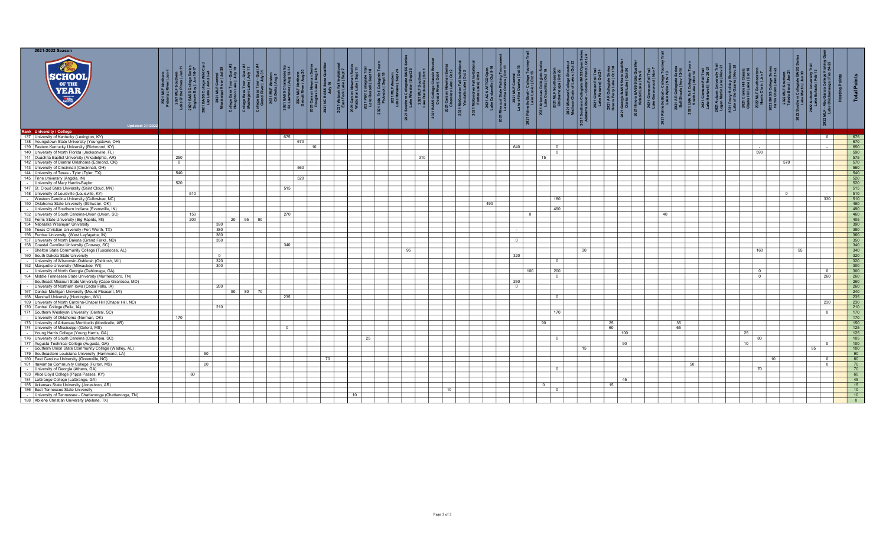**2021-2022 Season**

Updated: 3/1/2022

| Rank | University / College | 2021 MLF Northern Potomac River \| Jun 4 | 2021 MLF Southern Lake O' the Pines \| Jun 11 | 2021 BASS College Series Saginaw Bay \| Jun 16-17 | 2021 BASS College Wild Card Lay Lake \| Jun 23-24 | 2021 MLF Central Mississippi River \| Jul 30 | College Bass Tour - Qual #2 Houghton Lake \| July 10 | College Bass Tour - Qual #3 Muskegon Lake \| July 17 | College Bass Tour - Qual #4 Grand River \| July 31 | 2021 MLF Western CA Delta \| Aug 5 | 2021 BASS Championship St. Lawrence \| Aug 12-14 | 2021 MLF Northern Detroit River \| Aug 20 | 2021 Carson Newman Series Douglas Lake \| Aug 28 | 2021 NC BASS State Qualifier July 18 | 2021 Wabash Fall Invitational East Fork Lake \| Sept 7 | 2021 Carson Newman Series Watts Bar Lake \| Sept 11 | 2021 PBC Collegiate Trail Lake Russell \| Sept 18 | 2021 UNA Fall Collegiate Tourn Pickwick \| Sept 19 | 2021 MLF Western Lake Havasu \| Sept 25 | 2021 Southern Collegiate BASS Series Lake Wheeler \| Sept 26 | 2021 MLF Southern Lake Dardanelle \| Oct 1 | 2021 BASS College Classic Bracket Cross Creek \| Oct 4 | 2021 Carson Newman Series Cherokee Lake \| Oct 2 | 2021 McKendree Fall Invitational Vandalia Lake \| Oct 2 | 2021 McKendree Fall Invitational Forbes Lake \| Oct 3 | 2021 ACA AFTCO Open Lake Dardanelle \| Oct 9-10 | 2021 Missouri State Fishing Tournament Lake of the Ozarks \| Oct 13 | 2021 MLF Central Lake of the Ozarks \| Oct 15 | 2021 Palmetto Boat - College Tourney Trail Lake Lanier \| Oct 16 | 2021 Arkansas Collegiate Series Lake Ouachita \| Oct 16 | 2021 MLF Southeastern Chickamauga \| Oct 22 | 2021 Midwest College Shootout Madison Chain of Lakes \| Oct 23 | 2021 Southern Collegiate BASS Open Series Alabama River - Cooter's Pond \| Oct 24 | 2021 Clemson Fall Trail Lake Keowee \| Oct 24 | 2021 AR Collegiate Series Greers Ferry Lake \| Oct 30 | 2021 Georgia BASS State Qualifier Clarks Hill Lake \| Oct 30 | 2021 Illinois BASS State Qualifier Kinkaid Lake \| Nov 6 | 2021 Clemson Fall Trail Lake Greenwood \| Nov 7 | 2021 Palmetto Boat - College Tourney Trail Lake Wylie \| Nov 13 | 2021 AR Collegiate Series Bull Shoals \| Nov 13-14 | 2021 UNA Fall Collegiate Tourn Smith Lake \| Nov 14 | 2021 Clemson Fall Trail Lake Hartwell \| Nov 20-21 | 2021 Auburn University Trail Logan Martin Lake \| Nov 21 | 2021 Drury Holiday Shootout Lake of the Ozarks \| Nov 28 | 2021 Clarks Hill Classic Clarks Hill Lake \| Dec 18 | 2022 MLF Southeastern Harris Chain \| Jan 7 | 2022 BASS College Series Harris Chain \| Jan 13-22 | 2022 MLF Southern Toledo Bend \| Jan 21 | 2022 Southern Collegiate BASS Series Lake Martin \| Jan 30 | 2022 Auburn University Trail Lake Eufaula \| Feb 13 | 2022 MLF - Abu Garcia College Fishing Open Lake Chickamauga \| Feb 24-25 | Hosting Points | Total Points |
|---|---|---|---|---|---|---|---|---|---|---|---|---|---|---|---|---|---|---|---|---|---|---|---|---|---|---|---|---|---|---|---|---|---|---|---|---|---|---|---|---|---|---|---|---|---|---|---|---|---|---|---|---|---|
| 137 | University of Kentucky (Lexington, KY) | | | | | | | | | | 675 | | | | | | | | | | | | | | | | | | | | | | | | | | | | | | | | | | | | | | | | 0 | | 675 |
| 138 | Youngstown State University (Youngstown, OH) | | | | | | | | | | | 670 | | | | | | | | | | | | | | | | | | | | | | | | | | | | | | | | | | | | | | | | | 670 |
| 139 | Eastern Kentucky University (Richmond, KY) | | | | | | | | | | | | 10 | | | | | | | | | | | | | | | 640 | | | 0 | | | | | | | | | | | | | | | - | | | | | - | | 650 |
| 140 | University of North Florida (Jacksonville, FL) | | | | | | | | | | | | | | | | | | | | | | | | | | | | | | 0 | | | | | | | | | | | | | | | 590 | | | | | | | 590 |
| 141 | Ouachita Baptist University (Arkadelphia, AR) | | 250 | | | | | | | | | | | | | | | | | | 310 | | | | | | | | | 15 | | | | | | | | | | | | | | | | | | | | | | | 575 |
| 142 | University of Central Oklahoma (Edmond, OK) | | 0 | | | | | | | | | | | | | | | | | | | | | | | | | | | | | | | | | | | | | | | | | | | | | 570 | | | | | 570 |
| 143 | University of Cincinnati (Cincinnati, OH) | | | | | | | | | | | 560 | | | | | | | | | | | | | | | | | | | | | | | | | | | | | | | | | | | | | | | | | 560 |
| 144 | University of Texas - Tyler (Tyler, TX) | | 540 | | | | | | | | | | | | | | | | | | | | | | | | | | | | | | | | | | | | | | | | | | | | | | | | | | 540 |
| 145 | Trine University (Angola, IN) | | | | | | | | | | | 520 | | | | | | | | | | | | | | | | | | | | | | | | | | | | | | | | | | | | | | | | | 520 |
| - | University of Mary Hardin-Baylor | | 520 | | | | | | | | | | | | | | | | | | | | | | | | | | | | | | | | | | | | | | | | | | | | | | | | | | 520 |
| 147 | St. Cloud State University (Saint Cloud, MN) | | | | | | | | | | 515 | | | | | | | | | | | | | | | | | | | | | | | | | | | | | | | | | | | | | | | | | | 515 |
| 148 | University of Louisville (Louisville, KY) | | | 510 | | | | | | | | | | | | | | | | | | | | | | | | | | | | | | | | | | | | | | | | | | | | 0 | | | - | | 510 |
| - | Western Carolina University (Cullowhee, NC) | | | | | | | | | | | | | | | | | | | | | | | | | | | | | | | 180 | | | | | | | | | | | | | | | | | | | 330 | | 510 |
| 150 | Oklahoma State University (Stillwater, OK) | | | | | | | | | | | | | | | | | | | | | | | | | 490 | | | | | | | | | | | | | | | | | | | | | | | | | | | 490 |
| - | University of Southern Indiana (Evansville, IN) | | | | | | | | | | | | | | | | | | | | | | | | | | | | | | | 490 | | | | | | | | | | | | | | | | | | | | | 490 |
| 152 | University of South Carolina-Union (Union, SC) | | | 150 | | | | | | | 270 | | | | | | | | | | | | | | | | | | | | | | | | | | | | | 40 | | | | | | | | | | | | | 460 |
| 153 | Ferris State University (Big Rapids, MI) | | | 200 | | | 20 | 95 | 90 | | | | | | | | | | | | | | | | | | | | | | | | | | | | | | | | | | | | | | | | | | | | 405 |
| 154 | Nebraska Wesleyan University | | | | | 390 | | | | | | | | | | | | | | | | | | | | | | | | | | | | | | | | | | | | | | | | | | | | | | | 390 |
| 155 | Texas Christian University (Fort Worth, TX) | | | | | 380 | | | | | | | | | | | | | | | | | | | | | | - | | | | | | | | | | | | | | | | | | | | | | | | | 380 |
| 156 | Purdue University (West Layfayette, IN) | | | | | 360 | | | | | | | | | | | | | | | | | | | | | | | | | | | | | | | | | | | | | | | | | | | | | | | 360 |
| 157 | University of North Dakota (Grand Forks, ND) | | | | | 350 | | | | | | | | | | | | | | | | | | | | | | 0 | | | | | | | | | | | | | | | | | | | | | | | | | 350 |
| 158 | Coastal Carolina University (Conway, SC) | | | | | | | | | | 340 | | | | | | | | | | | | | | | | | | | | | | | | | | | | | | | | | | | | | | | | | | 340 |
| - | Shelton State Community College (Tuscaloosa, AL) | | | | | | | | | | | | | | | | | | | 95 | | | | | | | | | | | | | 30 | | | | | | | | | | | | | 160 | | | 55 | | | | 340 |
| 160 | South Dakota State University | | | | | 0 | | | | | | | | | | | | | | | | | | | | | | 320 | | | | | | | | | | | | | | | | | | | | | | | | | 320 |
| - | University of Wisconsin-Oshkosh (Oshkosh, WI) | | | | | 320 | | | | | | | | | | | | | | | | | | | | | | | | | 0 | | | | | | | | | | | | | | | | | | | | | | 320 |
| 162 | Marquette University (Milwaukee, WI) | | | | | 300 | | | | | | | | | | | | | | | | | | | | | | | | | | | | | | | | | | | | | | | | | | | | | | | 300 |
| - | University of North Georgia (Dahlonega, GA) | | | | | | | | | | | | | | | | | | | | | | | | | | | | 100 | | | 200 | | | | | | | | | | | | | | 0 | | | | | 0 | | 300 |
| 164 | Middle Tennessee State University (Murfreesboro, TN) | | | | | | | | | | | | | | | | | | | | | | | | | | | | | | 0 | | | | | | | | | | | | | | | 0 | | | | | 260 | | 260 |
| - | Southeast Missouri State University (Cape Girardeau, MO) | | | | | | | | | | | | | | | | | | | | | | | | | | | 260 | | | | | | | | | | | | | | | | | | | | | | | | | 260 |
| - | University of Northern Iowa (Cedar Falls, IA) | | | | | 260 | | | | | | | | | | | | | | | | | | | | | | 0 | | | | | | | | | | | | | | | | | | | | | | | | | 260 |
| 167 | Central Michigan University (Mount Pleasant, MI) | | | | | | 90 | 80 | 70 | | | | | | | | | | | | | | | | | | | | | | | | | | | | | | | | | | | | | | | | | | | | 240 |
| 168 | Marshall University (Huntington, WV) | | | | | | | | | | 235 | | | | | | | | | | | | | | | | | | | | 0 | | | | | | | | | | | | | | | | | | | | | | 235 |
| 169 | University of North Carolina-Chapel Hill (Chapel Hill, NC) | | | | | | | | | | | | | | | | | | | | | | | | | | | | | | | | | | | | | | | | | | | | | | | | | | 230 | | 230 |
| 170 | Central College (Pella, IA) | | | | | 210 | | | | | | | | | | | | | | | | | | | | | | | | | | | | | | | | | | | | | | | | | | | | | | | 210 |
| 171 | Southern Wesleyan University (Central, SC) | | | | | | | | | | | | | | | | | | | | | | | | | | | | | | | 170 | | | | | | | | | | | | | | | | | | | 0 | | 170 |
| - | University of Oklahoma (Norman, OK) | | 170 | | | | | | | | | | | | | | | | | | | | | | | | | | | | | | | | | | | | | | | | | | | | | | | | | | 170 |
| 173 | University of Arkansas Monticello (Monticello, AR) | | | | | | | | | | | | | | | | | | | | | | | | | | | | | 90 | | | | | 25 | | | | | 35 | | | | | | | | | | | | | 150 |
| 174 | University of Mississippi (Oxford, MS) | | | | | | | | | | 0 | | | | | | | | | | | | | | | | | | | | | | | | 60 | | | | | 65 | | | | | | | | | | | | | 125 |
| - | Young Harris College (Young Harris, GA) | | | | | | | | | | | | | | | | | | | | | | | | | | | | | | | | | | | 100 | | | | | | | | | 25 | | | | | | | | 125 |
| 176 | University of South Carolina (Columbia, SC) | | | | | | | | | | | | | | | | | 25 | | | | | | | | | | | | | 0 | | | | | | | | | | | | | | | 80 | | | | | | | 105 |
| 177 | Augusta Technical College (Augusta, GA) | | | | | | | | | | | | | | | | | | | | | | | | | | | | | | | | | | | 90 | | | | | | | | | 10 | | | | | | 0 | | 100 |
| - | Southern Union State Community College (Wadley, AL) | | | | | | | | | | | | | | | | | | | | | | | | | | | | | | | | | 15 | | | | | | | | | | | | | | | | 85 | | | 100 |
| 179 | Southeastern Louisiana University (Hammond, LA) | | | | 90 | | | | | | | | | | | | | | | | | | | | | | | | | | | | | | | | | | | | | | | | | | | | | | | | 90 |
| 180 | East Carolina University (Greenville, NC) | | | | | | | | | | | | | 70 | | | | | | | | | | | | | | | | | | | | | | | | | | | | | | | | | 10 | | | | 0 | | 80 |
| 181 | Itawamba Community College (Fulton, MS) | | | | 20 | | | | | | | | | | | | | | | | | | | | | | | | | | | | | | | | | | | | 50 | | | | | | | | | | 0 | | 70 |
| - | University of Georgia (Athens, GA) | | | | | | | | | | | | | | | | | | | | | | | | | | | | | | 0 | | | | | | | | | | | | | | | 70 | | | | | | | 70 |
| 183 | Alice Lloyd College (Pippa Passes, KY) | | | 60 | | | | | | | | | | | | | | | | | | | | | | | | | | | | | | | | | | | | | | | | | | | | | | | | | 60 |
| 184 | LaGrange College (LaGrange, GA) | | | | | | | | | | | | | | | | | | | | | | | | | | | | | | | | | | | 45 | | | | | | | | | | | | | | | | | 45 |
| 185 | Arkansas State University (Jonesboro, AR) | | | | | | | | | | | | | | | | | | | | | | | | | | | | | 0 | | | | | 15 | | | | | | | | | | | | | | | | | | 15 |
| 186 | East Tennessee State University | | | | | | | | | | | | | | | | | | | | | | 10 | | | | | | | | | | | | | | | | | | | | | | | | | | | | | | 10 |
| - | University of Tennessee - Chattanooga (Chattanooga, TN) | | | | | | | | | | | | | | | 10 | | | | | | | | | | | | | | | 0 | | | | | | | | | | | | | | | | | | | | | | 10 |
| 188 | Abilene Christian University (Abilene, TX) | | | | | | | | | | | | | | | | | | | | | | | | | | | | | | | | | | | | | | | | | | | | | | | | | | | | 0 |